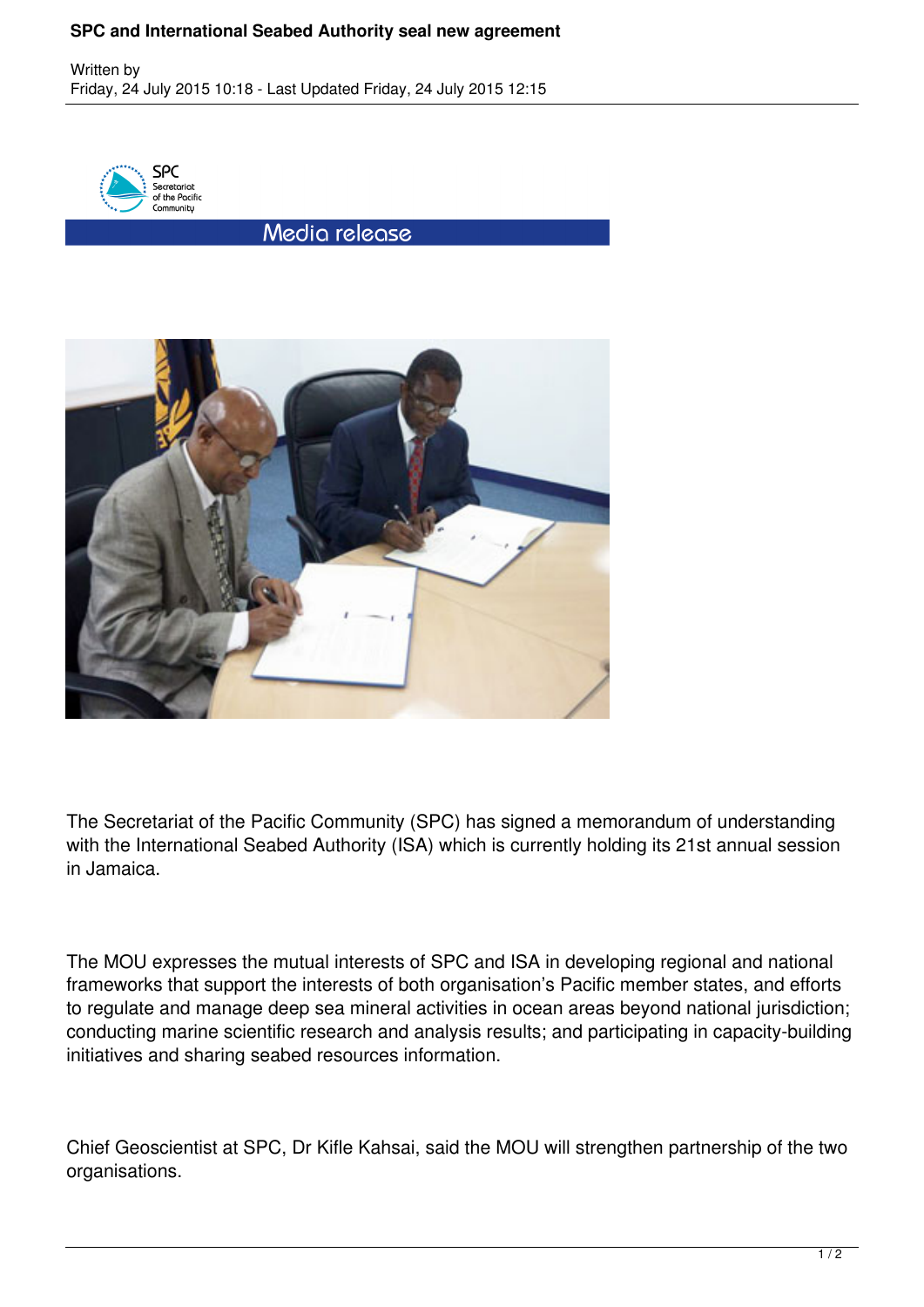# SPC and International Seabed Authority seal new agreement

Written by

Friday, 24 July 2015 10:18 - Last Updated Friday, 24 July 2015 12:15

SPC Secretariat of the Pacific Community

Media release

The Secretariat of the Pacific Community (SPC) has signed a memorandum of understanding with the International Seabed Authority (ISA) which is currently holding its 21st annual session in Jamaica.

The MOU expresses the mutual interests of SPC and ISA in developing regional and national frameworks that support the interests of both organisation's Pacific member states, and efforts to regulate and manage deep sea mineral activities in ocean areas beyond national jurisdiction; conducting marine scientific research and analysis results; and participating in capacity-building initiatives and sharing seabed resources information.

Chief Geoscientist at SPC, Dr Kifle Kahsai, said the MOU will strengthen partnership of the two organisations.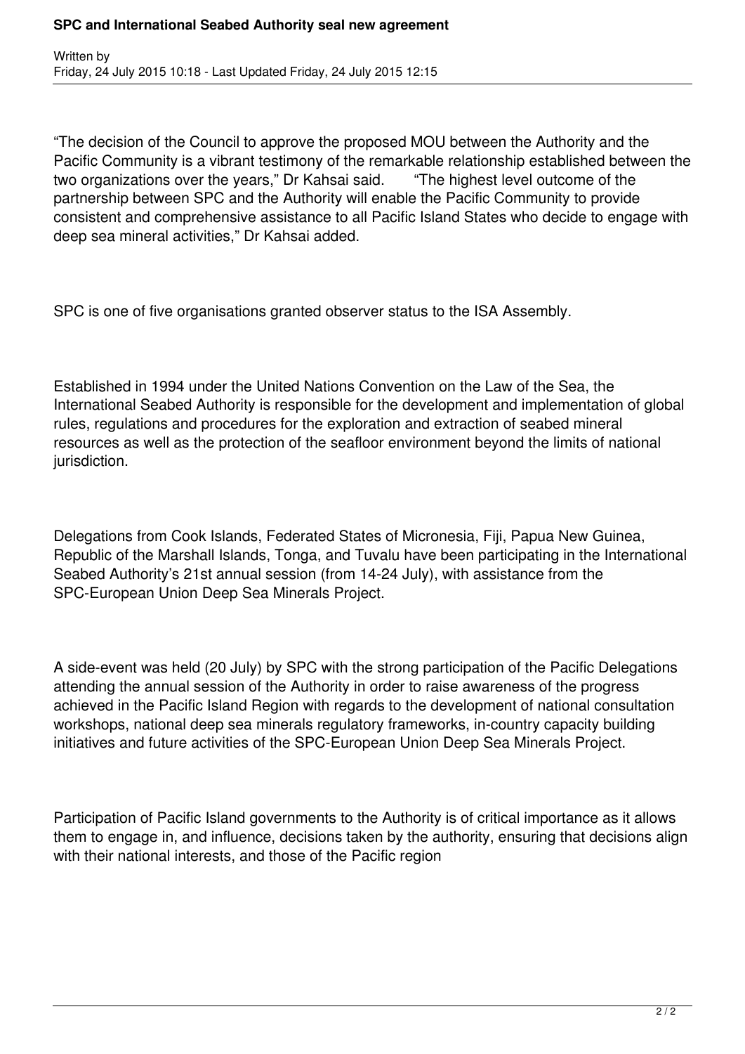"The decision of the Council to approve the proposed MOU between the Authority and the Pacific Community is a vibrant testimony of the remarkable relationship established between the two organizations over the years," Dr Kahsai said. "The highest level outcome of the partnership between SPC and the Authority will enable the Pacific Community to provide consistent and comprehensive assistance to all Pacific Island States who decide to engage with deep sea mineral activities," Dr Kahsai added.

SPC is one of five organisations granted observer status to the ISA Assembly.

Established in 1994 under the United Nations Convention on the Law of the Sea, the International Seabed Authority is responsible for the development and implementation of global rules, regulations and procedures for the exploration and extraction of seabed mineral resources as well as the protection of the seafloor environment beyond the limits of national jurisdiction.

Delegations from Cook Islands, Federated States of Micronesia, Fiji, Papua New Guinea, Republic of the Marshall Islands, Tonga, and Tuvalu have been participating in the International Seabed Authority's 21st annual session (from 14-24 July), with assistance from the SPC-European Union Deep Sea Minerals Project.

A side-event was held (20 July) by SPC with the strong participation of the Pacific Delegations attending the annual session of the Authority in order to raise awareness of the progress achieved in the Pacific Island Region with regards to the development of national consultation workshops, national deep sea minerals regulatory frameworks, in-country capacity building initiatives and future activities of the SPC-European Union Deep Sea Minerals Project.

Participation of Pacific Island governments to the Authority is of critical importance as it allows them to engage in, and influence, decisions taken by the authority, ensuring that decisions align with their national interests, and those of the Pacific region